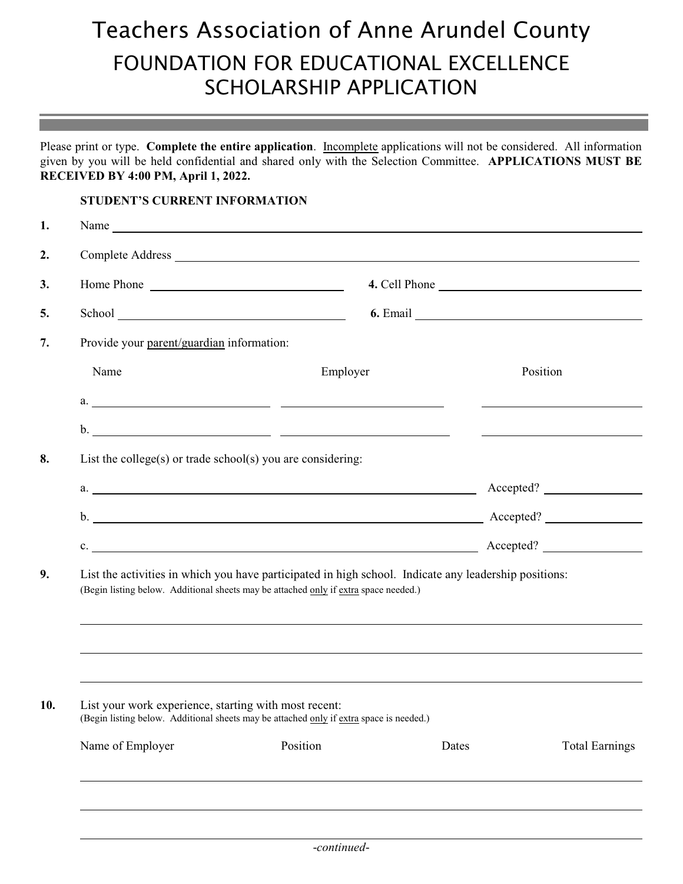# Teachers Association of Anne Arundel County

## FOUNDATION FOR EDUCATIONAL EXCELLENCE SCHOLARSHIP APPLICATION

Please print or type. **Complete the entire application**. Incomplete applications will not be considered. All information given by you will be held confidential and shared only with the Selection Committee. **APPLICATIONS MUST BE RECEIVED BY 4:00 PM, April 1, 2022.**

**STUDENT'S CURRENT INFORMATION**

**1.** Name ______________________________

**2.** Complete Address ______________________________

**3.** Home Phone ____________________ **4.** Cell Phone ____________________

**5.** School ____________________ **6.** Email ____________________

**7.** Provide your parent/guardian information:

| Name | Employer | Position |
|---|---|---|
| a. | | |
| b. | | |

**8.** List the college(s) or trade school(s) you are considering:

a. ______________________________ Accepted? __________

b. ______________________________ Accepted? __________

c. ______________________________ Accepted? __________

**9.** List the activities in which you have participated in high school. Indicate any leadership positions:
(Begin listing below. Additional sheets may be attached only if extra space needed.)

______________________________

______________________________

______________________________

**10.** List your work experience, starting with most recent:
(Begin listing below. Additional sheets may be attached only if extra space is needed.)

| Name of Employer | Position | Dates | Total Earnings |
|---|---|---|---|
| | | | |
| | | | |
| | | | |

*-continued-*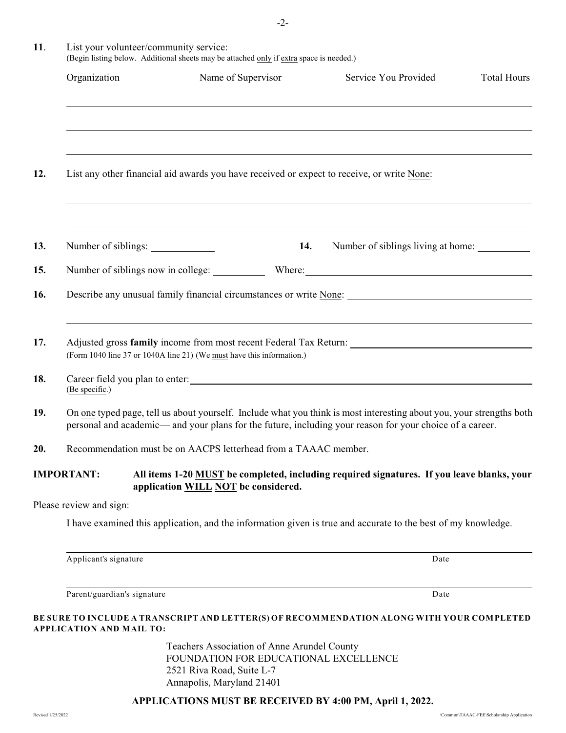**11**. List your volunteer/community service:
(Begin listing below. Additional sheets may be attached only if extra space is needed.)

| Organization | Name of Supervisor | Service You Provided | Total Hours |
| --- | --- | --- | --- |
| | | | |
| | | | |
| | | | |

**12.** List any other financial aid awards you have received or expect to receive, or write None:

______________________________________________________________________

______________________________________________________________________

**13.** Number of siblings: ____________ **14.** Number of siblings living at home: __________

**15.** Number of siblings now in college: __________ Where: ______________________________

**16.** Describe any unusual family financial circumstances or write None: ______________________

______________________________________________________________________

**17.** Adjusted gross **family** income from most recent Federal Tax Return: ______________________
(Form 1040 line 37 or 1040A line 21) (We must have this information.)

**18.** Career field you plan to enter: ______________________________________________
(Be specific.)

**19.** On one typed page, tell us about yourself. Include what you think is most interesting about you, your strengths both personal and academic— and your plans for the future, including your reason for your choice of a career.

**20.** Recommendation must be on AACPS letterhead from a TAAAC member.

**IMPORTANT:** **All items 1-20 MUST be completed, including required signatures. If you leave blanks, your application WILL NOT be considered.**

Please review and sign:

I have examined this application, and the information given is true and accurate to the best of my knowledge.

______________________________________________________________________
Applicant's signature Date

______________________________________________________________________
Parent/guardian's signature Date

**BE SURE TO INCLUDE A TRANSCRIPT AND LETTER(S) OF RECOMMENDATION ALONG WITH YOUR COMPLETED APPLICATION AND MAIL TO:**

Teachers Association of Anne Arundel County
FOUNDATION FOR EDUCATIONAL EXCELLENCE
2521 Riva Road, Suite L-7
Annapolis, Maryland 21401

**APPLICATIONS MUST BE RECEIVED BY 4:00 PM, April 1, 2022.**

Revised 1/25/2022 \Common\TAAAC-FEE\Scholarship Application